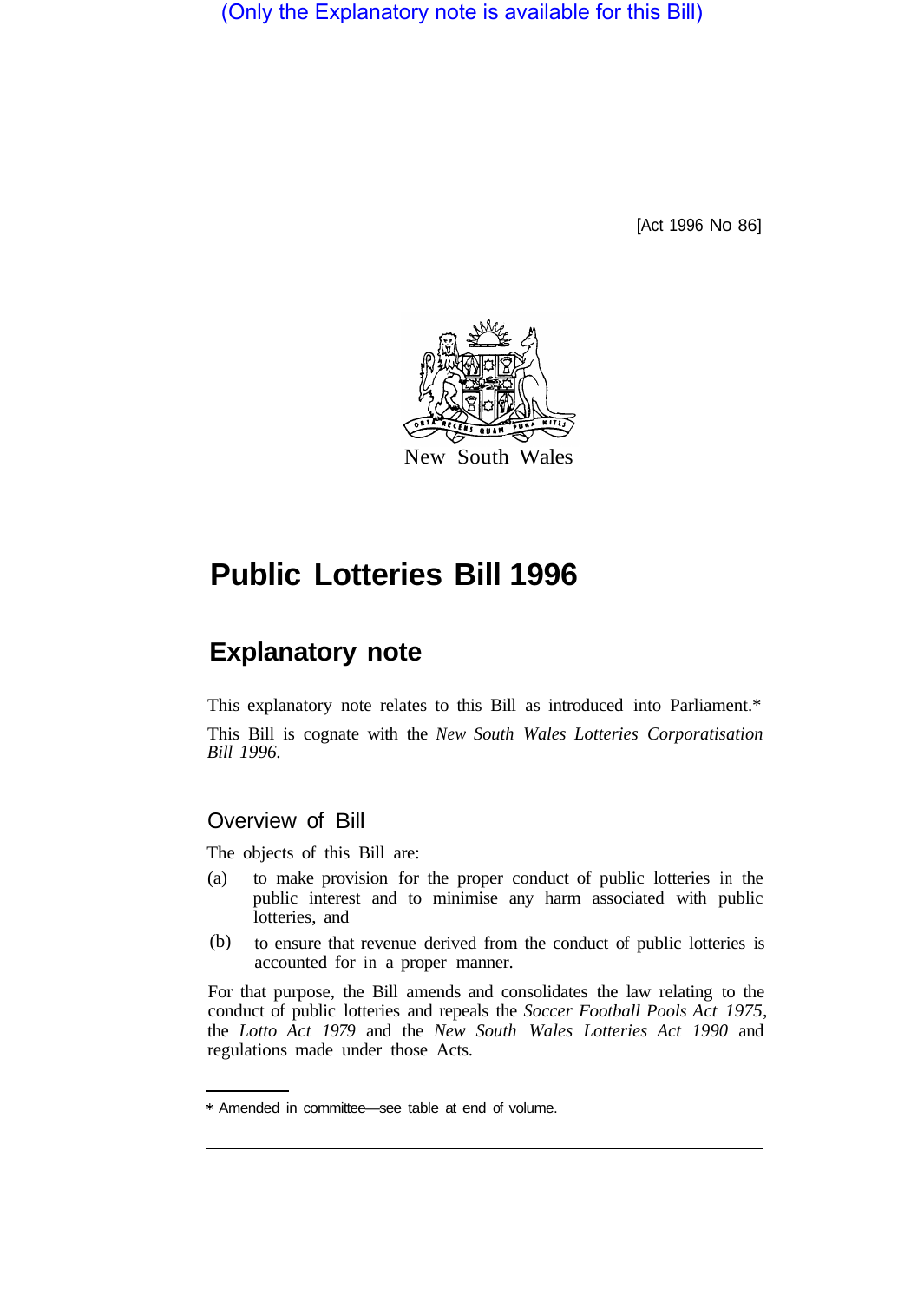(Only the Explanatory note is available for this Bill)

[Act 1996 No 86]

New South Wales

# Public Lotteries Bill 1996

## Explanatory note

This explanatory note relates to this Bill as introduced into Parliament.*

This Bill is cognate with the *New South Wales Lotteries Corporatisation Bill 1996.*

### Overview of Bill

The objects of this Bill are:

(a) to make provision for the proper conduct of public lotteries in the public interest and to minimise any harm associated with public lotteries, and

(b) to ensure that revenue derived from the conduct of public lotteries is accounted for in a proper manner.

For that purpose, the Bill amends and consolidates the law relating to the conduct of public lotteries and repeals the *Soccer Football Pools Act 1975*, the *Lotto Act 1979* and the *New South Wales Lotteries Act 1990* and regulations made under those Acts.

* Amended in committee—see table at end of volume.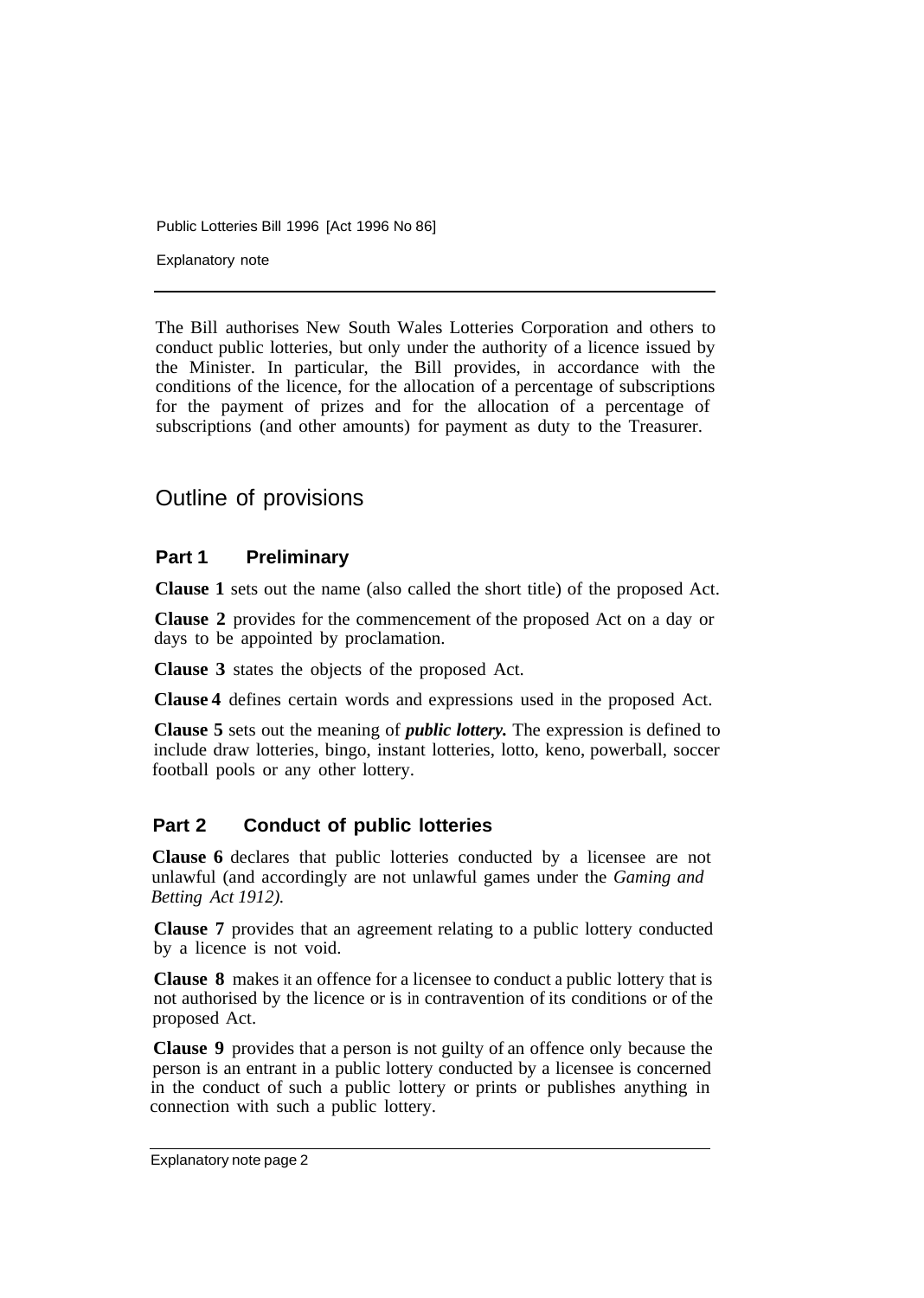The Bill authorises New South Wales Lotteries Corporation and others to conduct public lotteries, but only under the authority of a licence issued by the Minister. In particular, the Bill provides, in accordance with the conditions of the licence, for the allocation of a percentage of subscriptions for the payment of prizes and for the allocation of a percentage of subscriptions (and other amounts) for payment as duty to the Treasurer.

## Outline of provisions

### Part 1 Preliminary

**Clause 1** sets out the name (also called the short title) of the proposed Act.

**Clause 2** provides for the commencement of the proposed Act on a day or days to be appointed by proclamation.

**Clause 3** states the objects of the proposed Act.

**Clause 4** defines certain words and expressions used in the proposed Act.

**Clause 5** sets out the meaning of ***public lottery.*** The expression is defined to include draw lotteries, bingo, instant lotteries, lotto, keno, powerball, soccer football pools or any other lottery.

### Part 2 Conduct of public lotteries

**Clause 6** declares that public lotteries conducted by a licensee are not unlawful (and accordingly are not unlawful games under the *Gaming and Betting Act 1912).*

**Clause 7** provides that an agreement relating to a public lottery conducted by a licence is not void.

**Clause 8** makes it an offence for a licensee to conduct a public lottery that is not authorised by the licence or is in contravention of its conditions or of the proposed Act.

**Clause 9** provides that a person is not guilty of an offence only because the person is an entrant in a public lottery conducted by a licensee is concerned in the conduct of such a public lottery or prints or publishes anything in connection with such a public lottery.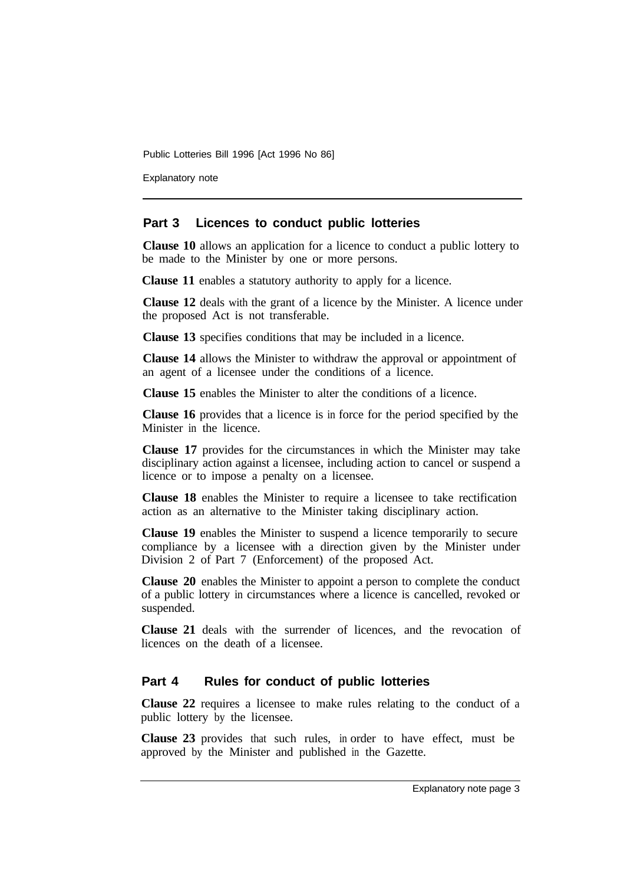## Part 3 Licences to conduct public lotteries

**Clause 10** allows an application for a licence to conduct a public lottery to be made to the Minister by one or more persons.

**Clause 11** enables a statutory authority to apply for a licence.

**Clause 12** deals with the grant of a licence by the Minister. A licence under the proposed Act is not transferable.

**Clause 13** specifies conditions that may be included in a licence.

**Clause 14** allows the Minister to withdraw the approval or appointment of an agent of a licensee under the conditions of a licence.

**Clause 15** enables the Minister to alter the conditions of a licence.

**Clause 16** provides that a licence is in force for the period specified by the Minister in the licence.

**Clause 17** provides for the circumstances in which the Minister may take disciplinary action against a licensee, including action to cancel or suspend a licence or to impose a penalty on a licensee.

**Clause 18** enables the Minister to require a licensee to take rectification action as an alternative to the Minister taking disciplinary action.

**Clause 19** enables the Minister to suspend a licence temporarily to secure compliance by a licensee with a direction given by the Minister under Division 2 of Part 7 (Enforcement) of the proposed Act.

**Clause 20** enables the Minister to appoint a person to complete the conduct of a public lottery in circumstances where a licence is cancelled, revoked or suspended.

**Clause 21** deals with the surrender of licences, and the revocation of licences on the death of a licensee.

## Part 4 Rules for conduct of public lotteries

**Clause 22** requires a licensee to make rules relating to the conduct of a public lottery by the licensee.

**Clause 23** provides that such rules, in order to have effect, must be approved by the Minister and published in the Gazette.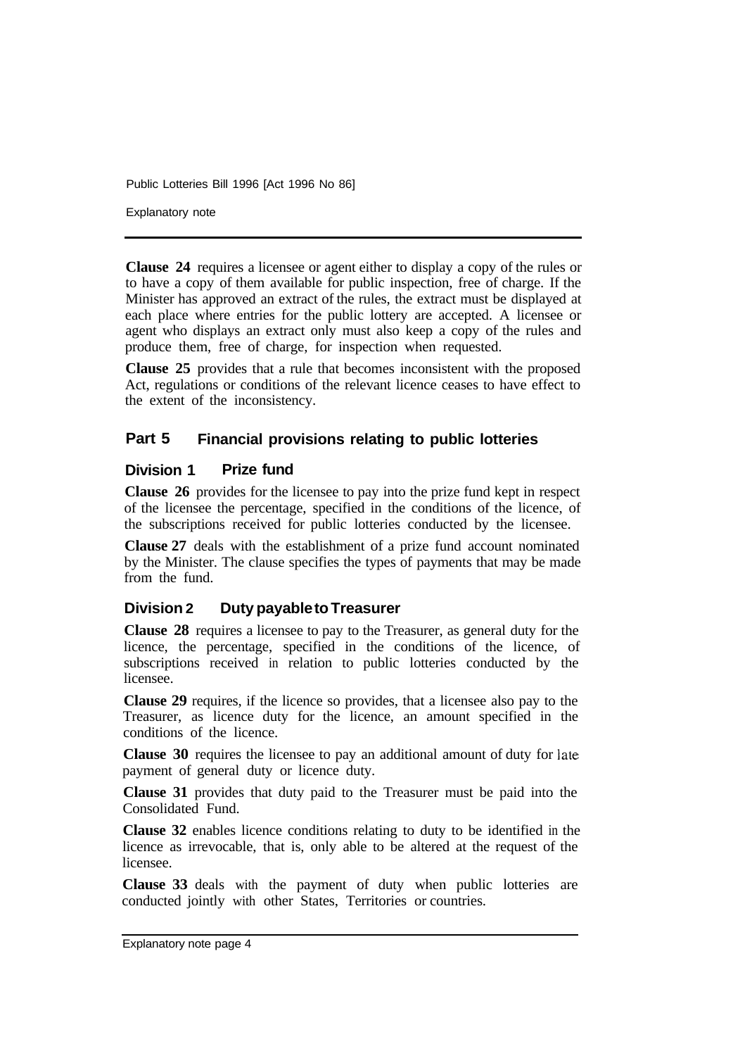**Clause 24** requires a licensee or agent either to display a copy of the rules or to have a copy of them available for public inspection, free of charge. If the Minister has approved an extract of the rules, the extract must be displayed at each place where entries for the public lottery are accepted. A licensee or agent who displays an extract only must also keep a copy of the rules and produce them, free of charge, for inspection when requested.

**Clause 25** provides that a rule that becomes inconsistent with the proposed Act, regulations or conditions of the relevant licence ceases to have effect to the extent of the inconsistency.

## Part 5 Financial provisions relating to public lotteries

### Division 1 Prize fund

**Clause 26** provides for the licensee to pay into the prize fund kept in respect of the licensee the percentage, specified in the conditions of the licence, of the subscriptions received for public lotteries conducted by the licensee.

**Clause 27** deals with the establishment of a prize fund account nominated by the Minister. The clause specifies the types of payments that may be made from the fund.

### Division 2 Duty payable to Treasurer

**Clause 28** requires a licensee to pay to the Treasurer, as general duty for the licence, the percentage, specified in the conditions of the licence, of subscriptions received in relation to public lotteries conducted by the licensee.

**Clause 29** requires, if the licence so provides, that a licensee also pay to the Treasurer, as licence duty for the licence, an amount specified in the conditions of the licence.

**Clause 30** requires the licensee to pay an additional amount of duty for late payment of general duty or licence duty.

**Clause 31** provides that duty paid to the Treasurer must be paid into the Consolidated Fund.

**Clause 32** enables licence conditions relating to duty to be identified in the licence as irrevocable, that is, only able to be altered at the request of the licensee.

**Clause 33** deals with the payment of duty when public lotteries are conducted jointly with other States, Territories or countries.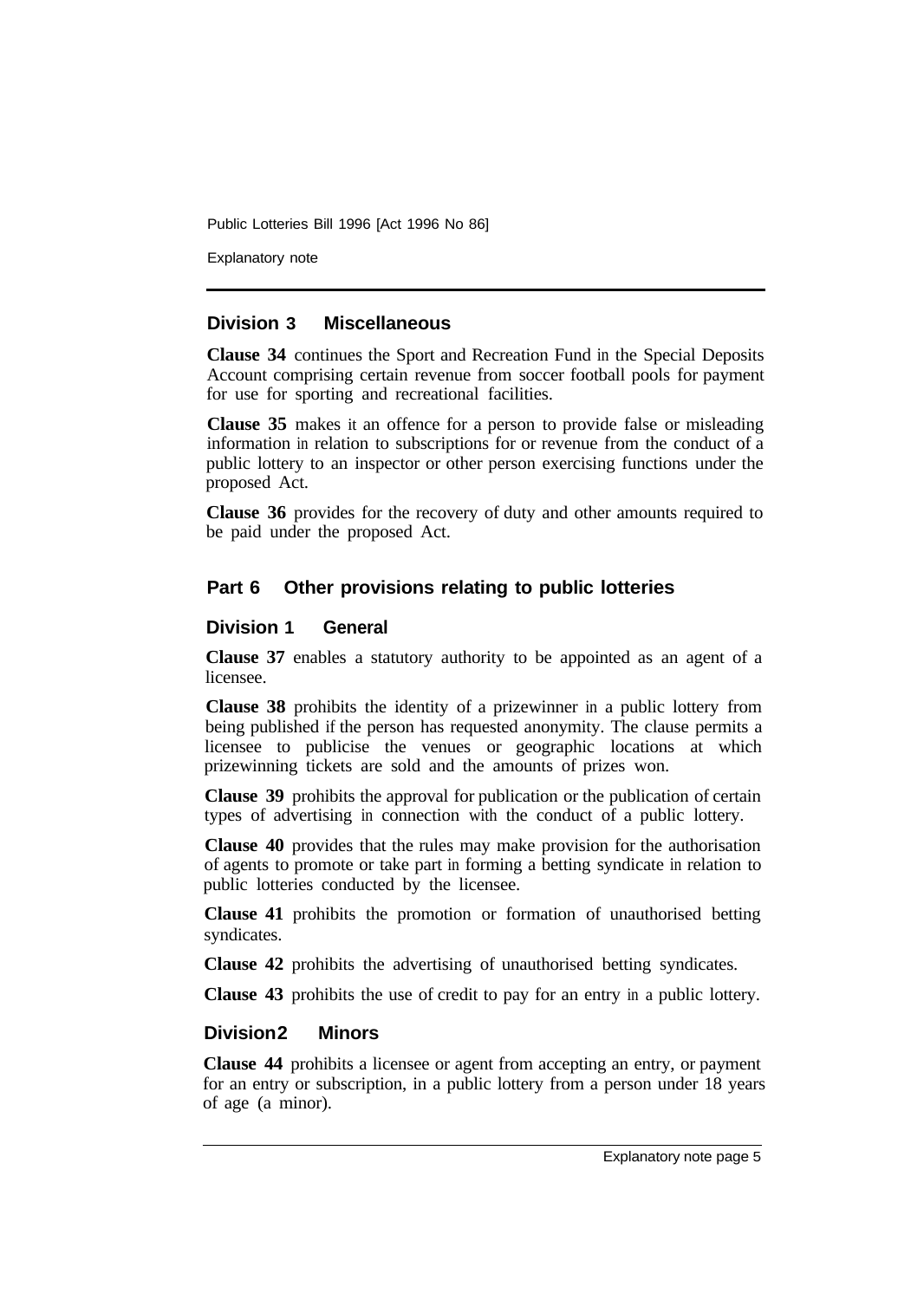### Division 3 Miscellaneous

**Clause 34** continues the Sport and Recreation Fund in the Special Deposits Account comprising certain revenue from soccer football pools for payment for use for sporting and recreational facilities.

**Clause 35** makes it an offence for a person to provide false or misleading information in relation to subscriptions for or revenue from the conduct of a public lottery to an inspector or other person exercising functions under the proposed Act.

**Clause 36** provides for the recovery of duty and other amounts required to be paid under the proposed Act.

## Part 6 Other provisions relating to public lotteries

### Division 1 General

**Clause 37** enables a statutory authority to be appointed as an agent of a licensee.

**Clause 38** prohibits the identity of a prizewinner in a public lottery from being published if the person has requested anonymity. The clause permits a licensee to publicise the venues or geographic locations at which prizewinning tickets are sold and the amounts of prizes won.

**Clause 39** prohibits the approval for publication or the publication of certain types of advertising in connection with the conduct of a public lottery.

**Clause 40** provides that the rules may make provision for the authorisation of agents to promote or take part in forming a betting syndicate in relation to public lotteries conducted by the licensee.

**Clause 41** prohibits the promotion or formation of unauthorised betting syndicates.

**Clause 42** prohibits the advertising of unauthorised betting syndicates.

**Clause 43** prohibits the use of credit to pay for an entry in a public lottery.

### Division 2 Minors

**Clause 44** prohibits a licensee or agent from accepting an entry, or payment for an entry or subscription, in a public lottery from a person under 18 years of age (a minor).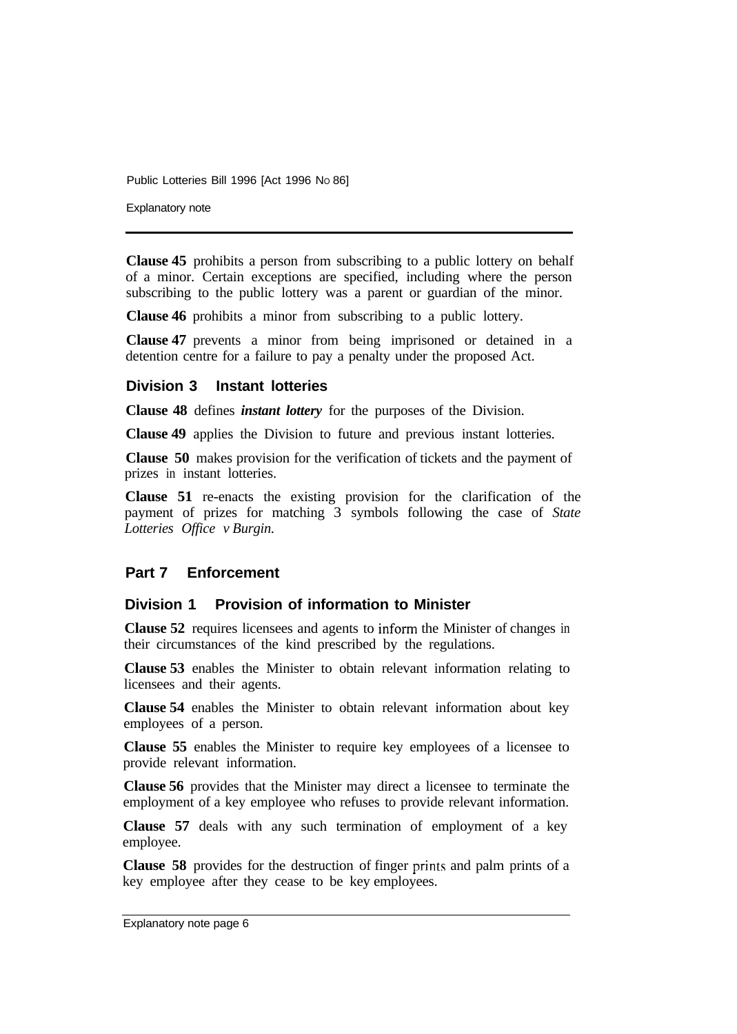**Clause 45** prohibits a person from subscribing to a public lottery on behalf of a minor. Certain exceptions are specified, including where the person subscribing to the public lottery was a parent or guardian of the minor.

**Clause 46** prohibits a minor from subscribing to a public lottery.

**Clause 47** prevents a minor from being imprisoned or detained in a detention centre for a failure to pay a penalty under the proposed Act.

### Division 3 Instant lotteries

**Clause 48** defines ***instant lottery*** for the purposes of the Division.

**Clause 49** applies the Division to future and previous instant lotteries.

**Clause 50** makes provision for the verification of tickets and the payment of prizes in instant lotteries.

**Clause 51** re-enacts the existing provision for the clarification of the payment of prizes for matching 3 symbols following the case of *State Lotteries Office v Burgin.*

## Part 7 Enforcement

### Division 1 Provision of information to Minister

**Clause 52** requires licensees and agents to inform the Minister of changes in their circumstances of the kind prescribed by the regulations.

**Clause 53** enables the Minister to obtain relevant information relating to licensees and their agents.

**Clause 54** enables the Minister to obtain relevant information about key employees of a person.

**Clause 55** enables the Minister to require key employees of a licensee to provide relevant information.

**Clause 56** provides that the Minister may direct a licensee to terminate the employment of a key employee who refuses to provide relevant information.

**Clause 57** deals with any such termination of employment of a key employee.

**Clause 58** provides for the destruction of finger prints and palm prints of a key employee after they cease to be key employees.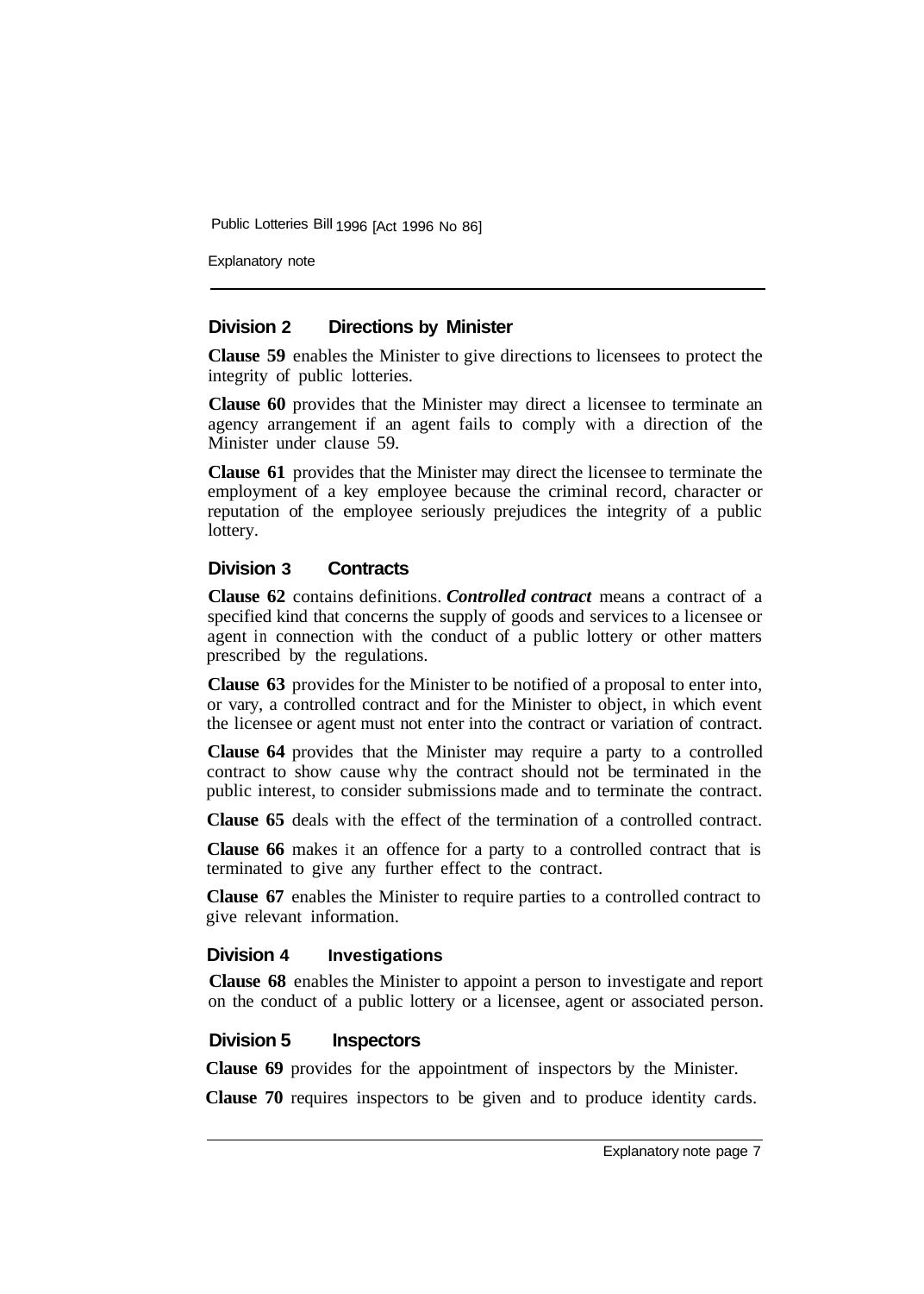### Division 2 Directions by Minister

**Clause 59** enables the Minister to give directions to licensees to protect the integrity of public lotteries.

**Clause 60** provides that the Minister may direct a licensee to terminate an agency arrangement if an agent fails to comply with a direction of the Minister under clause 59.

**Clause 61** provides that the Minister may direct the licensee to terminate the employment of a key employee because the criminal record, character or reputation of the employee seriously prejudices the integrity of a public lottery.

### Division 3 Contracts

**Clause 62** contains definitions. ***Controlled contract*** means a contract of a specified kind that concerns the supply of goods and services to a licensee or agent in connection with the conduct of a public lottery or other matters prescribed by the regulations.

**Clause 63** provides for the Minister to be notified of a proposal to enter into, or vary, a controlled contract and for the Minister to object, in which event the licensee or agent must not enter into the contract or variation of contract.

**Clause 64** provides that the Minister may require a party to a controlled contract to show cause why the contract should not be terminated in the public interest, to consider submissions made and to terminate the contract.

**Clause 65** deals with the effect of the termination of a controlled contract.

**Clause 66** makes it an offence for a party to a controlled contract that is terminated to give any further effect to the contract.

**Clause 67** enables the Minister to require parties to a controlled contract to give relevant information.

### Division 4 Investigations

**Clause 68** enables the Minister to appoint a person to investigate and report on the conduct of a public lottery or a licensee, agent or associated person.

### Division 5 Inspectors

**Clause 69** provides for the appointment of inspectors by the Minister.

**Clause 70** requires inspectors to be given and to produce identity cards.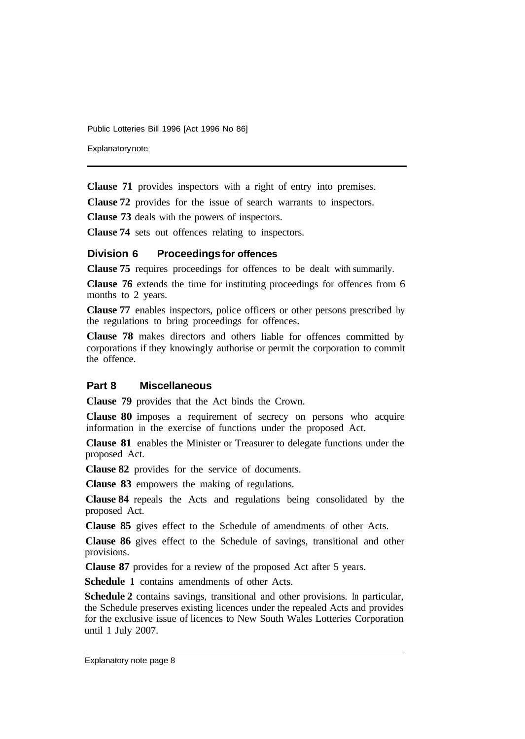**Clause 71** provides inspectors with a right of entry into premises.

**Clause 72** provides for the issue of search warrants to inspectors.

**Clause 73** deals with the powers of inspectors.

**Clause 74** sets out offences relating to inspectors.

### Division 6 Proceedings for offences

**Clause 75** requires proceedings for offences to be dealt with summarily.

**Clause 76** extends the time for instituting proceedings for offences from 6 months to 2 years.

**Clause 77** enables inspectors, police officers or other persons prescribed by the regulations to bring proceedings for offences.

**Clause 78** makes directors and others liable for offences committed by corporations if they knowingly authorise or permit the corporation to commit the offence.

## Part 8 Miscellaneous

**Clause 79** provides that the Act binds the Crown.

**Clause 80** imposes a requirement of secrecy on persons who acquire information in the exercise of functions under the proposed Act.

**Clause 81** enables the Minister or Treasurer to delegate functions under the proposed Act.

**Clause 82** provides for the service of documents.

**Clause 83** empowers the making of regulations.

**Clause 84** repeals the Acts and regulations being consolidated by the proposed Act.

**Clause 85** gives effect to the Schedule of amendments of other Acts.

**Clause 86** gives effect to the Schedule of savings, transitional and other provisions.

**Clause 87** provides for a review of the proposed Act after 5 years.

**Schedule 1** contains amendments of other Acts.

**Schedule 2** contains savings, transitional and other provisions. In particular, the Schedule preserves existing licences under the repealed Acts and provides for the exclusive issue of licences to New South Wales Lotteries Corporation until 1 July 2007.